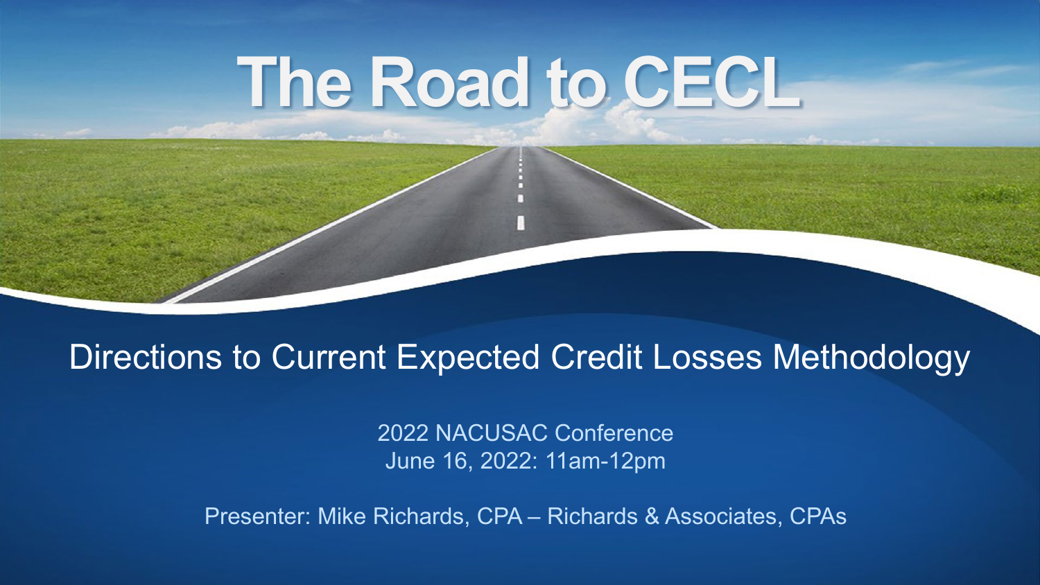# The Road to CECL

## Directions to Current Expected Credit Losses Methodology

2022 NACUSAC Conference
June 16, 2022: 11am-12pm

Presenter: Mike Richards, CPA – Richards & Associates, CPAs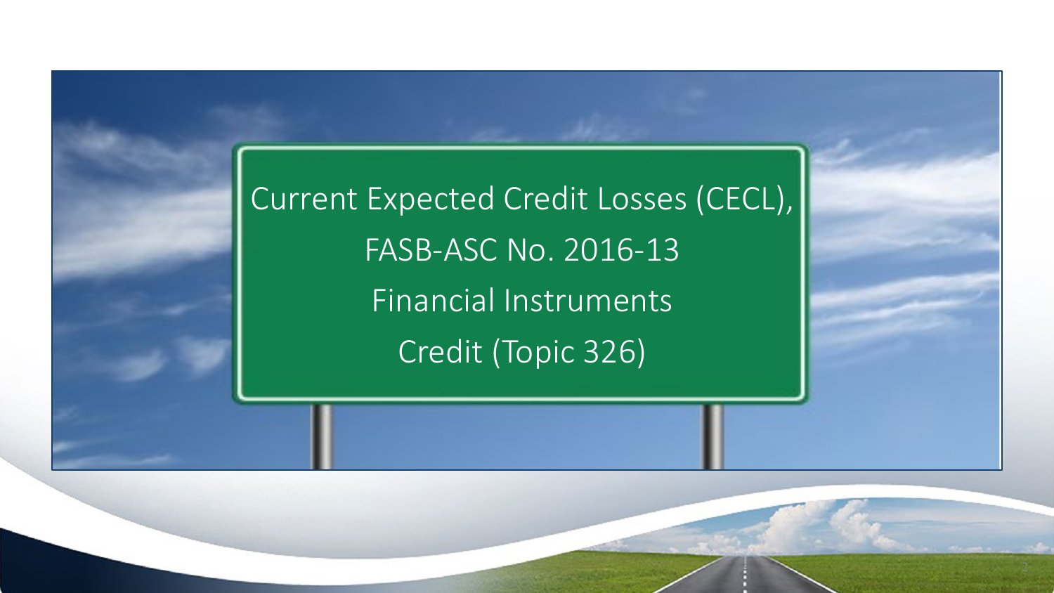# Current Expected Credit Losses (CECL), FASB-ASC No. 2016-13 Financial Instruments Credit (Topic 326)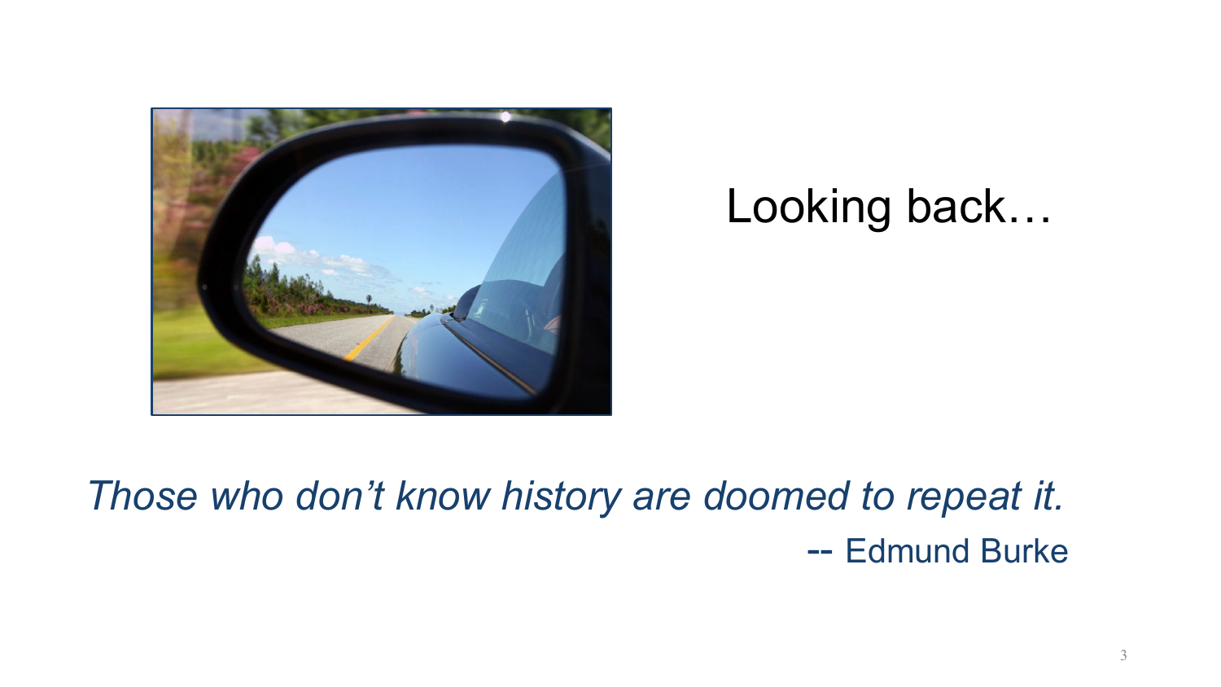# Looking back…

*Those who don't know history are doomed to repeat it.*

-- Edmund Burke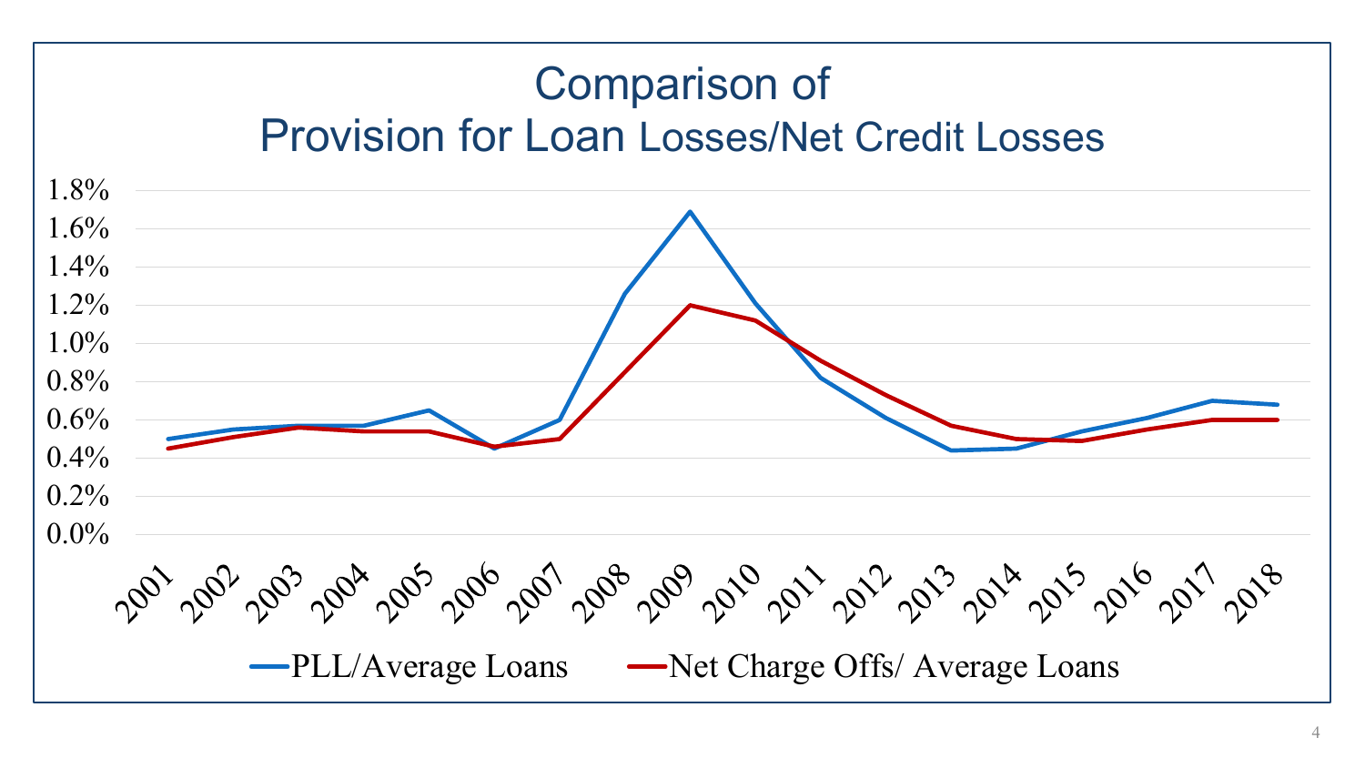# Comparison of Provision for Loan Losses/Net Credit Losses

1.8%
1.6%
1.4%
1.2%
1.0%
0.8%
0.6%
0.4%
0.2%
0.0%

2001 2002 2003 2004 2005 2006 2007 2008 2009 2010 2011 2012 2013 2014 2015 2016 2017 2018

PLL/Average Loans — Net Charge Offs/ Average Loans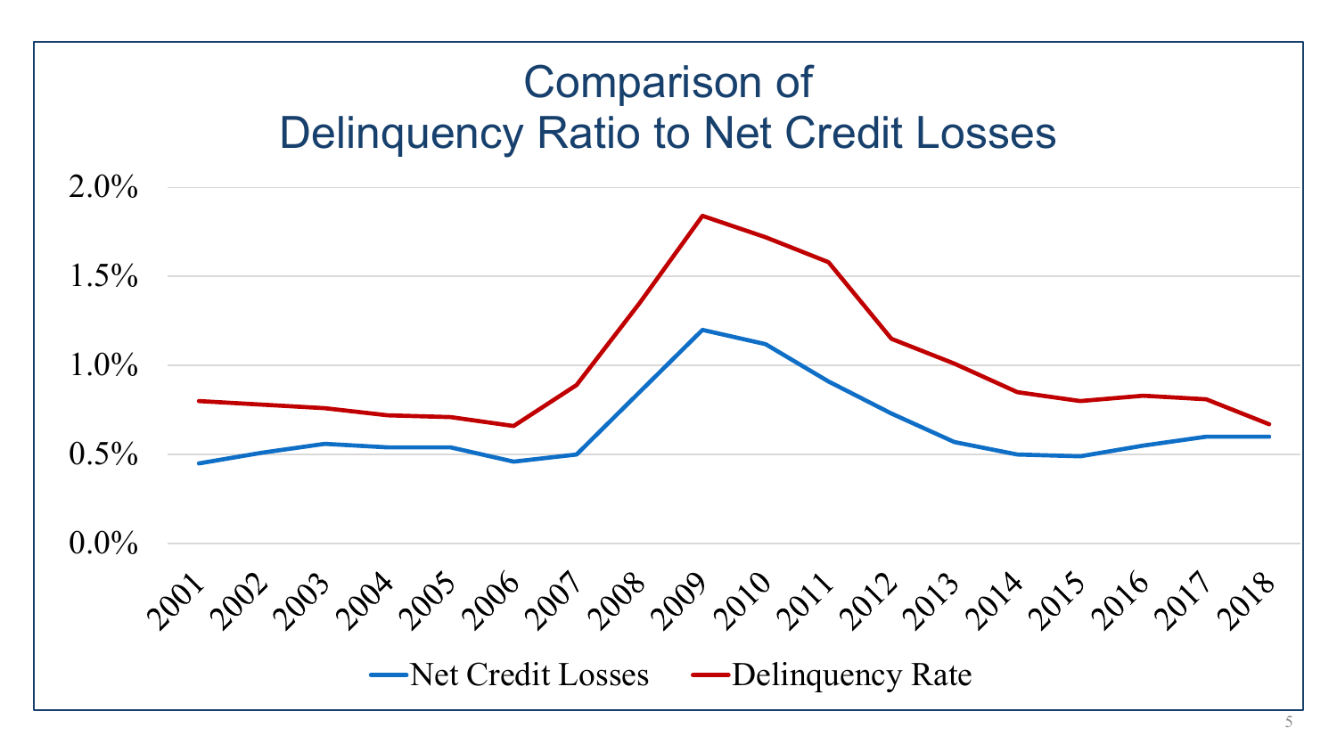# Comparison of Delinquency Ratio to Net Credit Losses

2.0%

1.5%

1.0%

0.5%

0.0%

2001 2002 2003 2004 2005 2006 2007 2008 2009 2010 2011 2012 2013 2014 2015 2016 2017 2018

Net Credit Losses — Delinquency Rate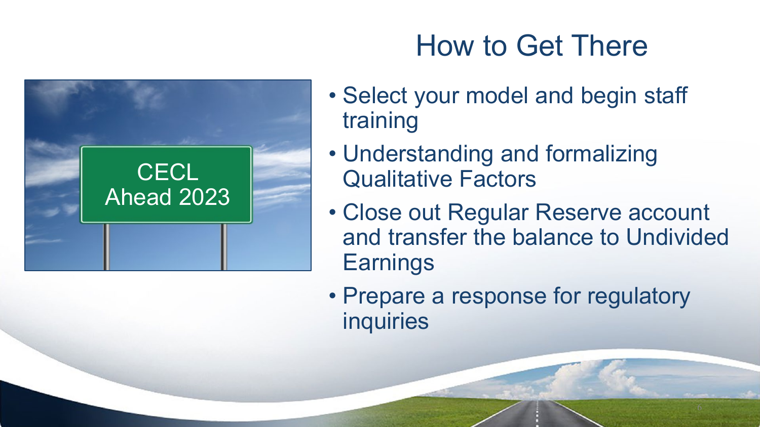# How to Get There

CECL Ahead 2023

- Select your model and begin staff training
- Understanding and formalizing Qualitative Factors
- Close out Regular Reserve account and transfer the balance to Undivided Earnings
- Prepare a response for regulatory inquiries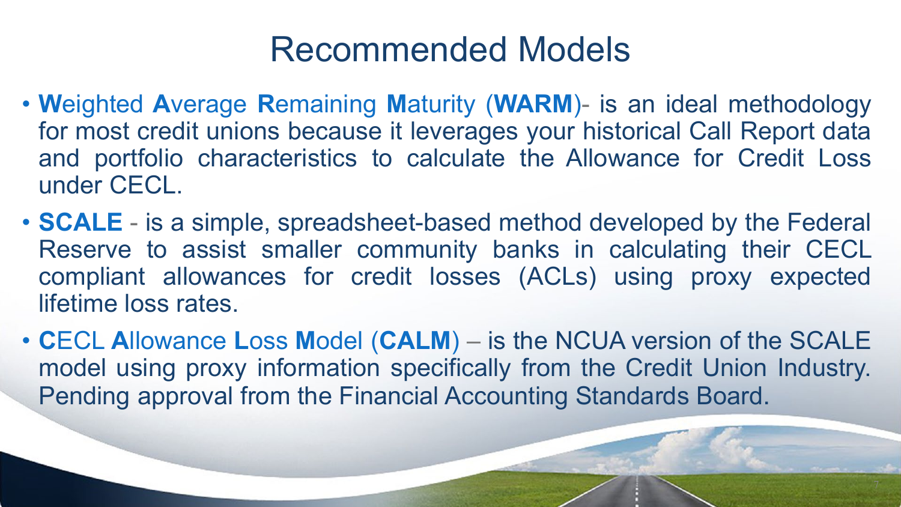# Recommended Models

- **W**eighted **A**verage **R**emaining **M**aturity (**WARM**)- is an ideal methodology for most credit unions because it leverages your historical Call Report data and portfolio characteristics to calculate the Allowance for Credit Loss under CECL.
- **SCALE** - is a simple, spreadsheet-based method developed by the Federal Reserve to assist smaller community banks in calculating their CECL compliant allowances for credit losses (ACLs) using proxy expected lifetime loss rates.
- **C**ECL **A**llowance **L**oss **M**odel (**CALM**) – is the NCUA version of the SCALE model using proxy information specifically from the Credit Union Industry. Pending approval from the Financial Accounting Standards Board.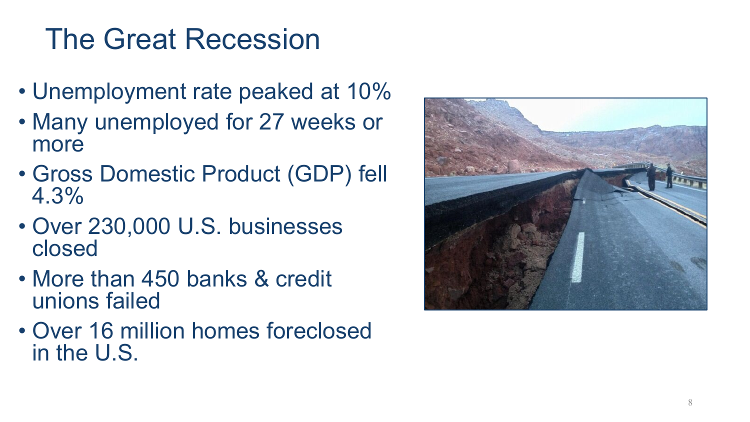# The Great Recession

- Unemployment rate peaked at 10%
- Many unemployed for 27 weeks or more
- Gross Domestic Product (GDP) fell 4.3%
- Over 230,000 U.S. businesses closed
- More than 450 banks & credit unions failed
- Over 16 million homes foreclosed in the U.S.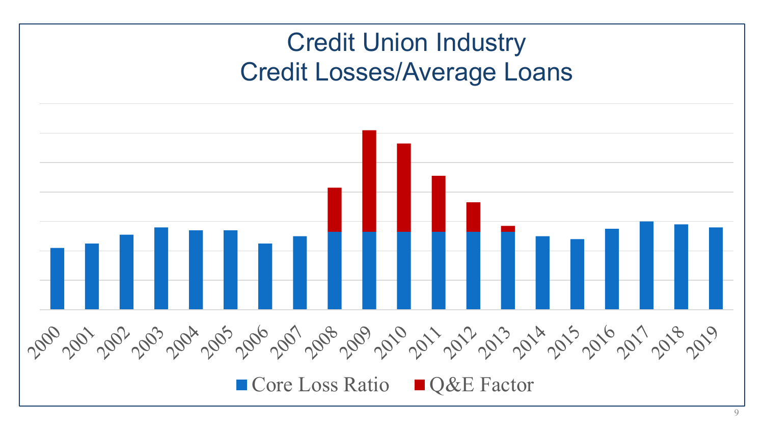# Credit Union Industry
# Credit Losses/Average Loans

2000 2001 2002 2003 2004 2005 2006 2007 2008 2009 2010 2011 2012 2013 2014 2015 2016 2017 2018 2019

Core Loss Ratio    Q&E Factor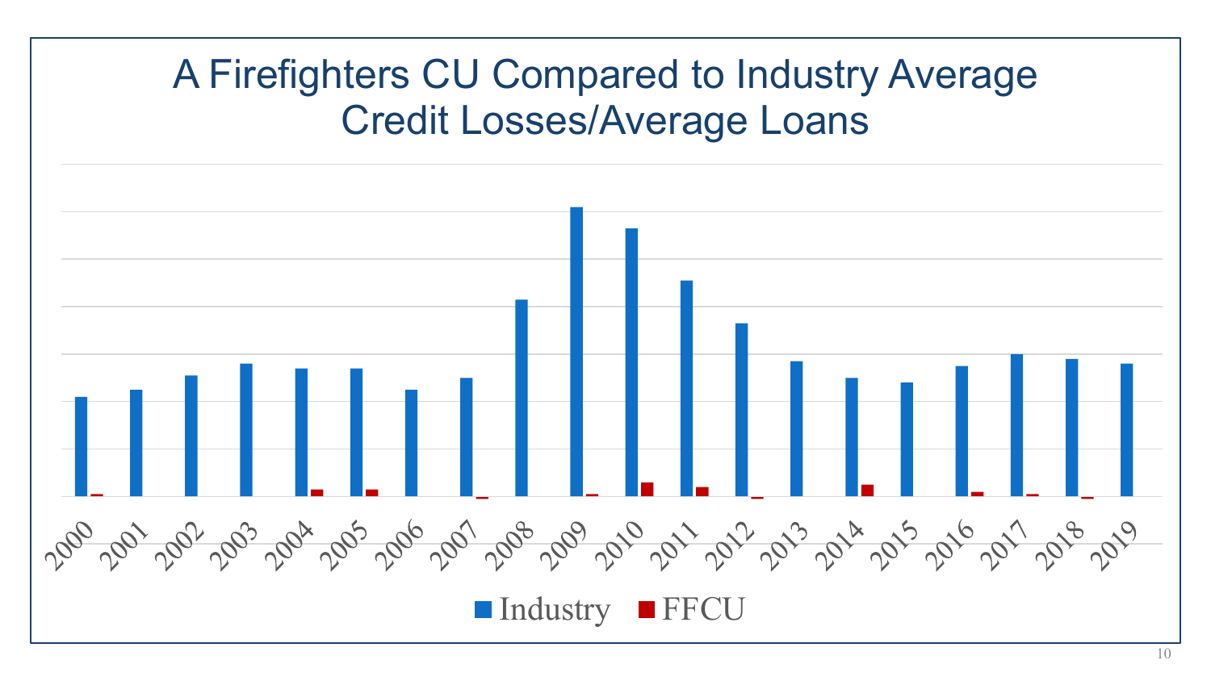# A Firefighters CU Compared to Industry Average Credit Losses/Average Loans

2000 2001 2002 2003 2004 2005 2006 2007 2008 2009 2010 2011 2012 2013 2014 2015 2016 2017 2018 2019

Industry FFCU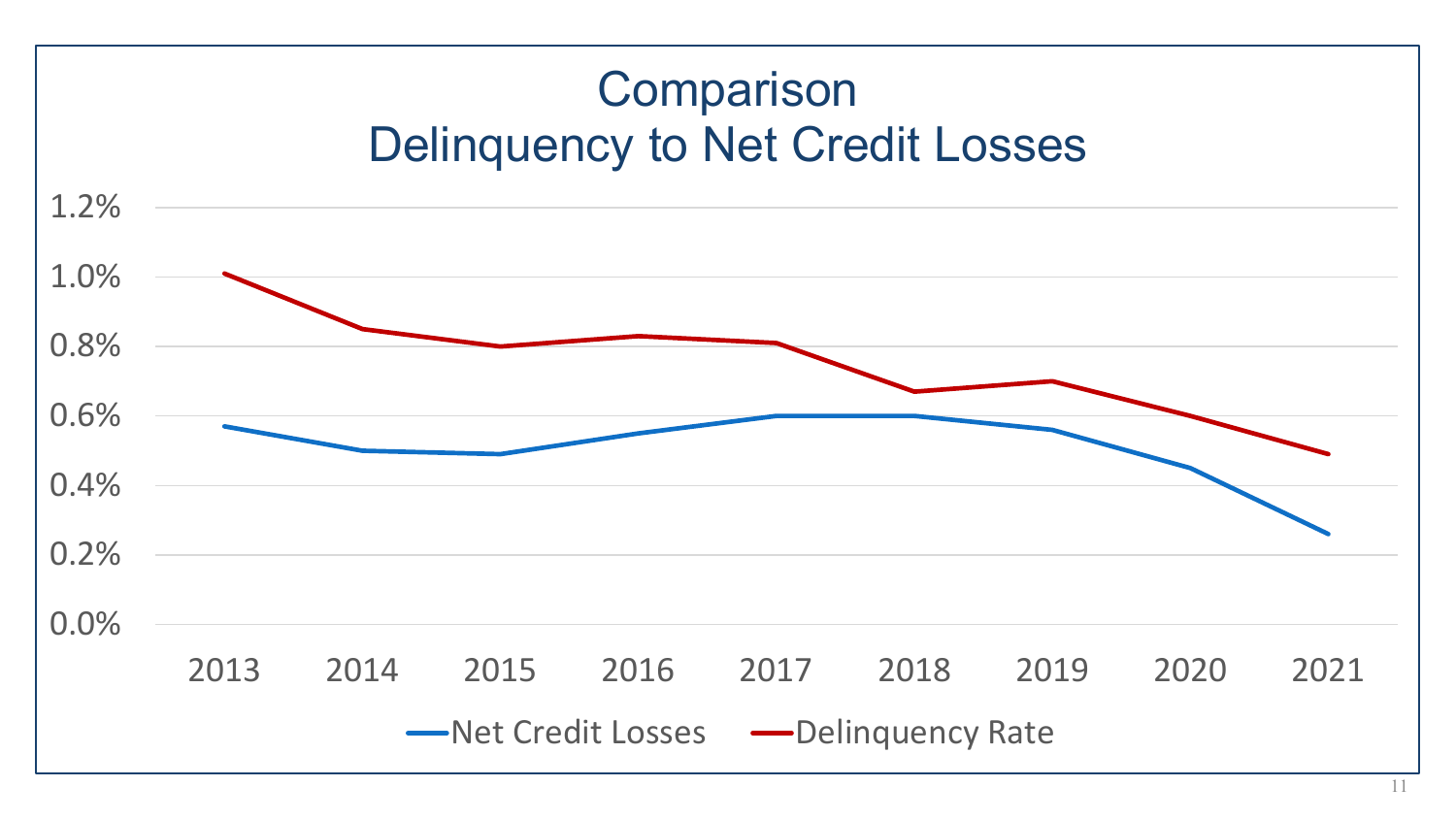# Comparison
## Delinquency to Net Credit Losses

1.2%
1.0%
0.8%
0.6%
0.4%
0.2%
0.0%

2013 2014 2015 2016 2017 2018 2019 2020 2021

Net Credit Losses Delinquency Rate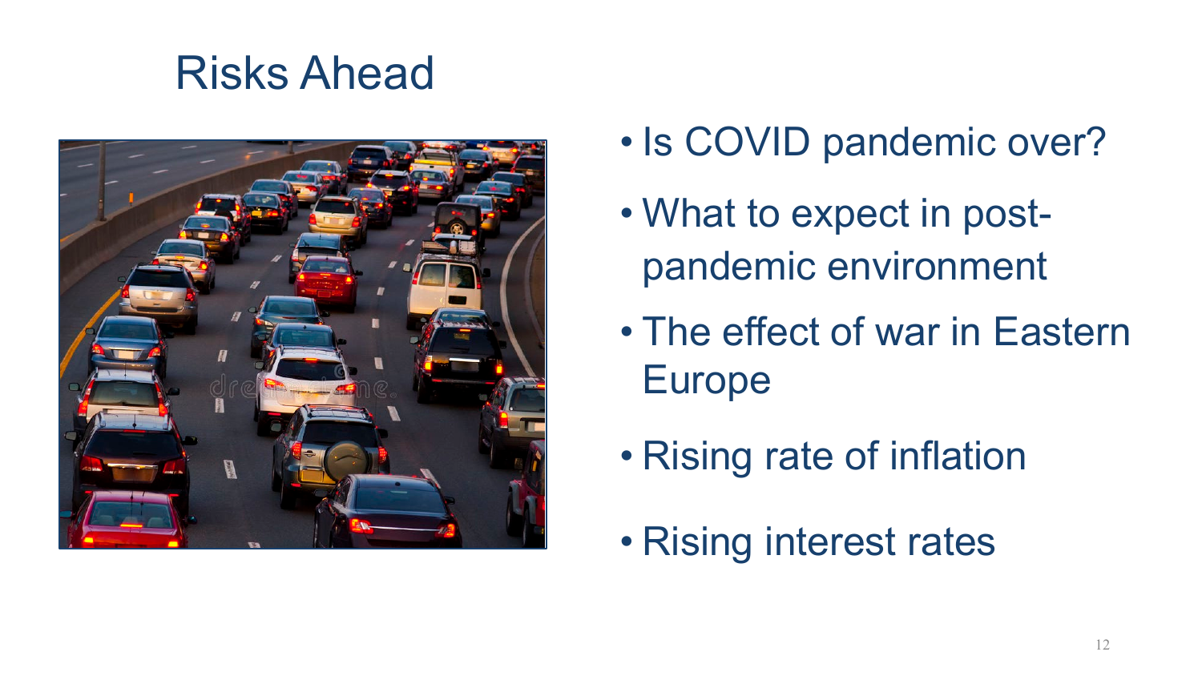# Risks Ahead

- Is COVID pandemic over?
- What to expect in post-pandemic environment
- The effect of war in Eastern Europe
- Rising rate of inflation
- Rising interest rates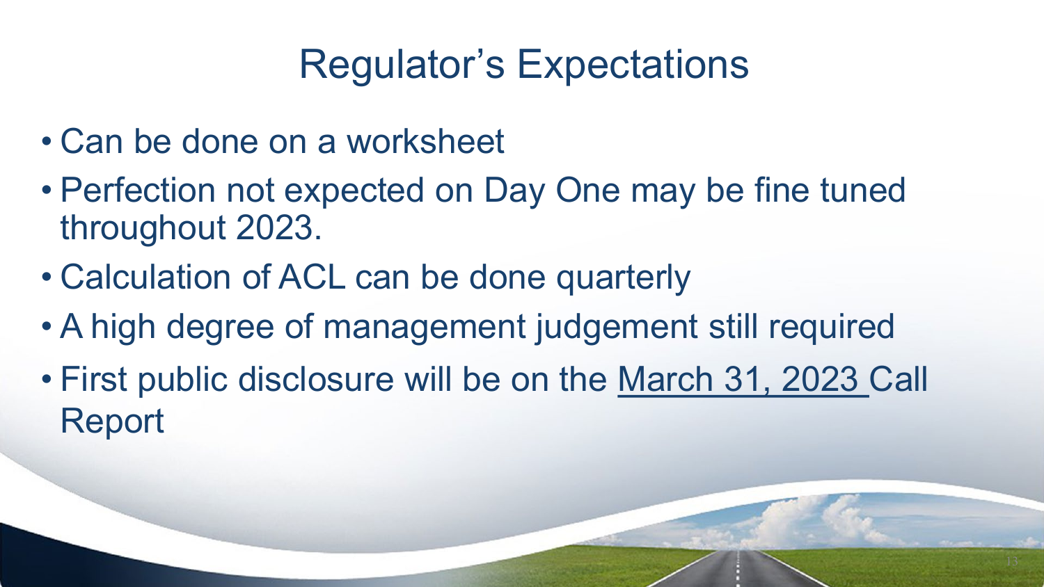# Regulator's Expectations

- Can be done on a worksheet
- Perfection not expected on Day One may be fine tuned throughout 2023.
- Calculation of ACL can be done quarterly
- A high degree of management judgement still required
- First public disclosure will be on the March 31, 2023 Call Report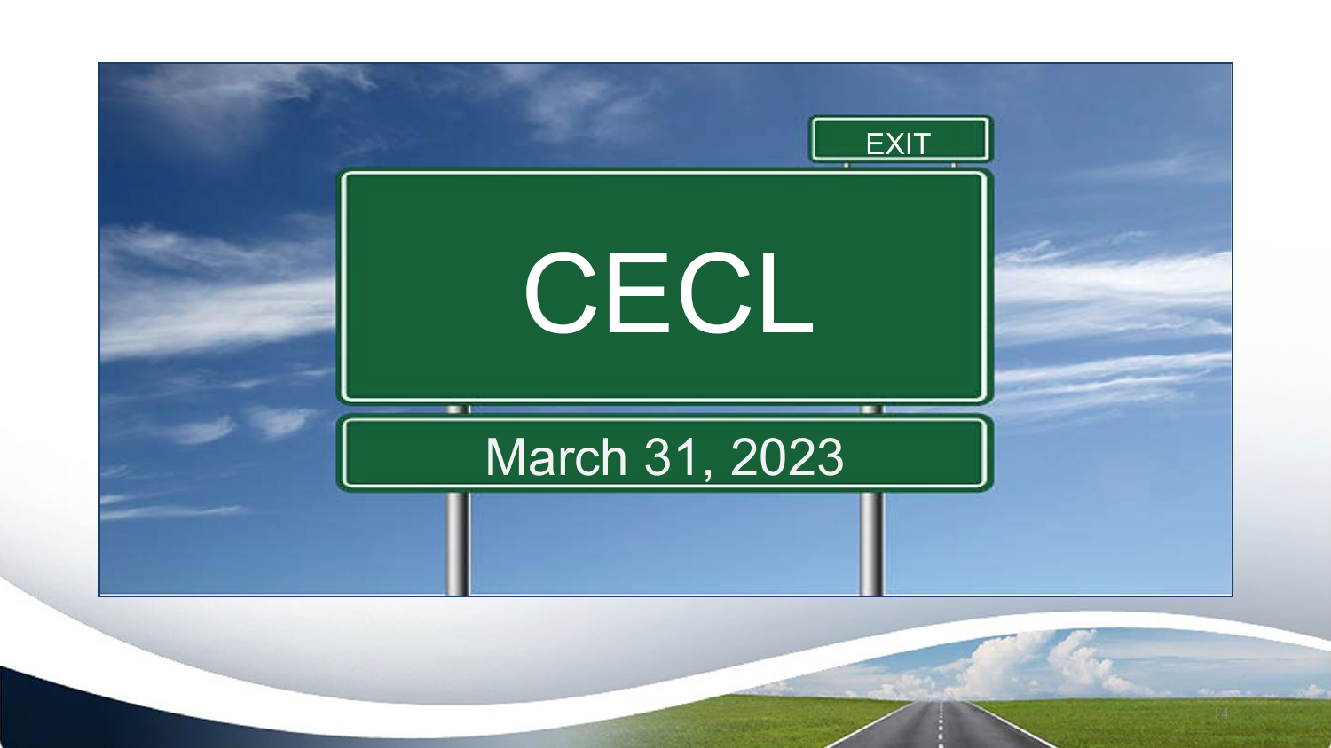EXIT

# CECL

March 31, 2023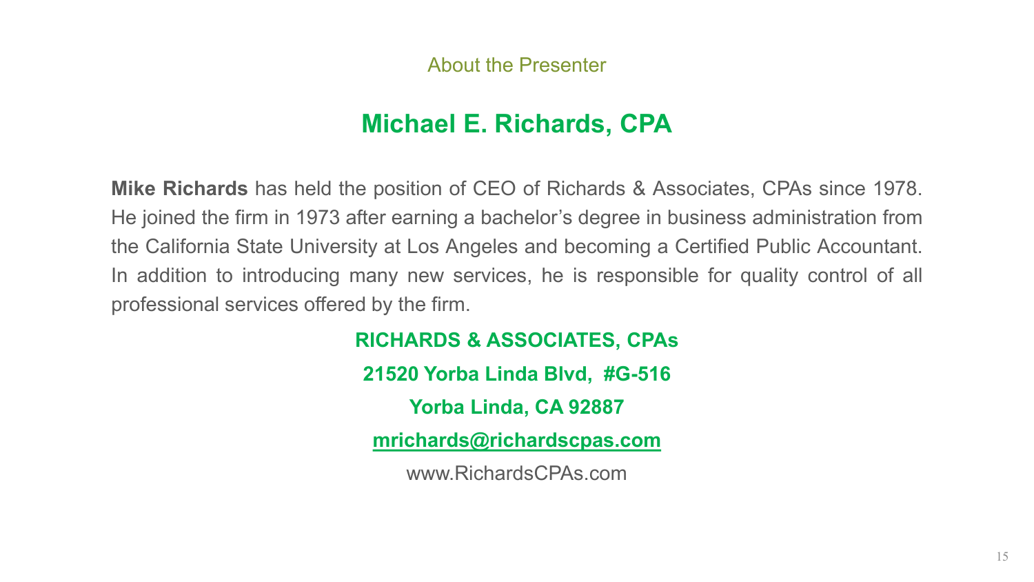About the Presenter

# Michael E. Richards, CPA

**Mike Richards** has held the position of CEO of Richards & Associates, CPAs since 1978. He joined the firm in 1973 after earning a bachelor's degree in business administration from the California State University at Los Angeles and becoming a Certified Public Accountant. In addition to introducing many new services, he is responsible for quality control of all professional services offered by the firm.

**RICHARDS & ASSOCIATES, CPAs**

**21520 Yorba Linda Blvd, #G-516**

**Yorba Linda, CA 92887**

**mrichards@richardscpas.com**

www.RichardsCPAs.com